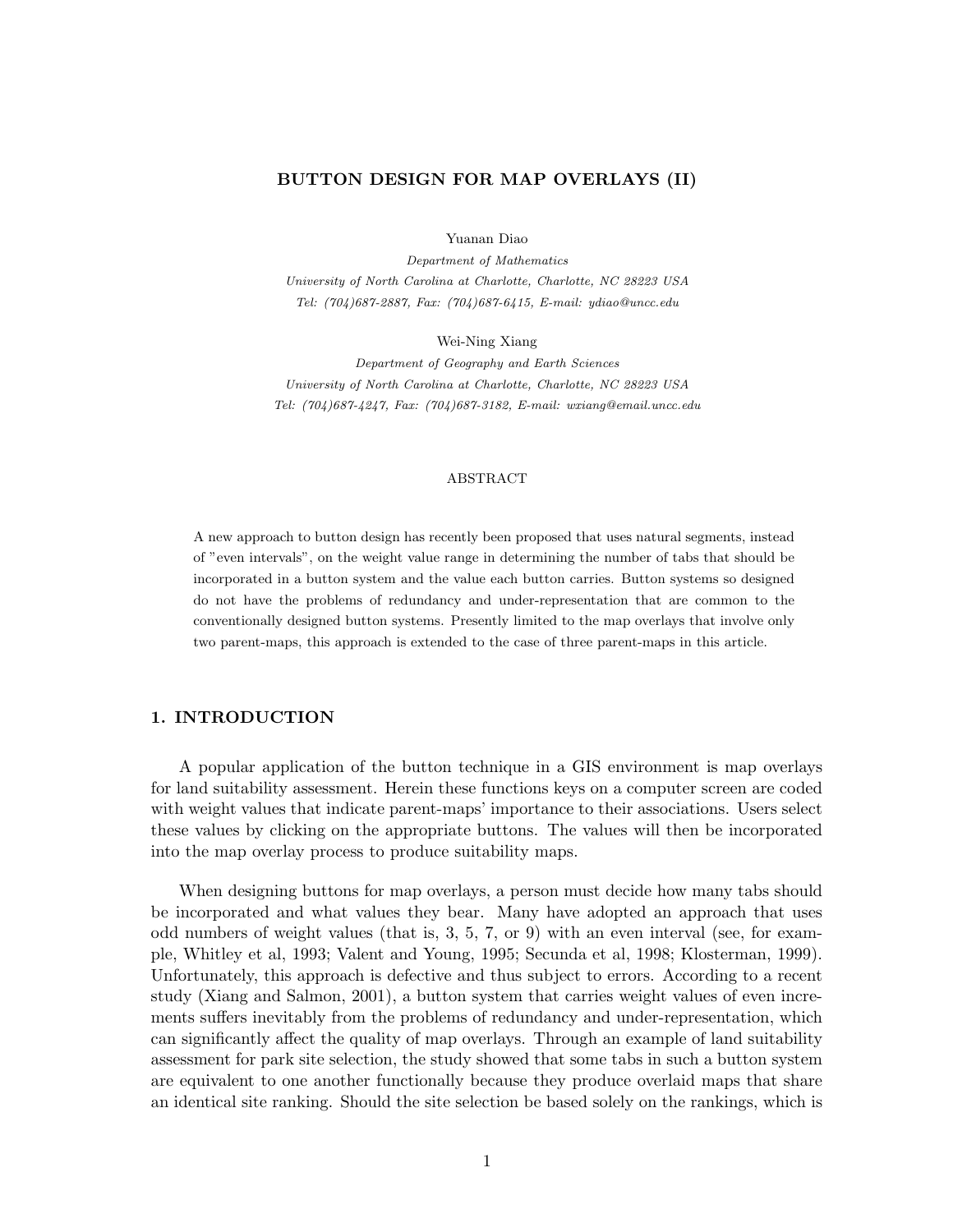# BUTTON DESIGN FOR MAP OVERLAYS (II)

Yuanan Diao

*Department of Mathematics*
*University of North Carolina at Charlotte, Charlotte, NC 28223 USA*
*Tel: (704)687-2887, Fax: (704)687-6415, E-mail: ydiao@uncc.edu*

Wei-Ning Xiang

*Department of Geography and Earth Sciences*
*University of North Carolina at Charlotte, Charlotte, NC 28223 USA*
*Tel: (704)687-4247, Fax: (704)687-3182, E-mail: wxiang@email.uncc.edu*

## ABSTRACT

A new approach to button design has recently been proposed that uses natural segments, instead of "even intervals", on the weight value range in determining the number of tabs that should be incorporated in a button system and the value each button carries. Button systems so designed do not have the problems of redundancy and under-representation that are common to the conventionally designed button systems. Presently limited to the map overlays that involve only two parent-maps, this approach is extended to the case of three parent-maps in this article.

## 1. INTRODUCTION

A popular application of the button technique in a GIS environment is map overlays for land suitability assessment. Herein these functions keys on a computer screen are coded with weight values that indicate parent-maps' importance to their associations. Users select these values by clicking on the appropriate buttons. The values will then be incorporated into the map overlay process to produce suitability maps.

When designing buttons for map overlays, a person must decide how many tabs should be incorporated and what values they bear. Many have adopted an approach that uses odd numbers of weight values (that is, 3, 5, 7, or 9) with an even interval (see, for example, Whitley et al, 1993; Valent and Young, 1995; Secunda et al, 1998; Klosterman, 1999). Unfortunately, this approach is defective and thus subject to errors. According to a recent study (Xiang and Salmon, 2001), a button system that carries weight values of even increments suffers inevitably from the problems of redundancy and under-representation, which can significantly affect the quality of map overlays. Through an example of land suitability assessment for park site selection, the study showed that some tabs in such a button system are equivalent to one another functionally because they produce overlaid maps that share an identical site ranking. Should the site selection be based solely on the rankings, which is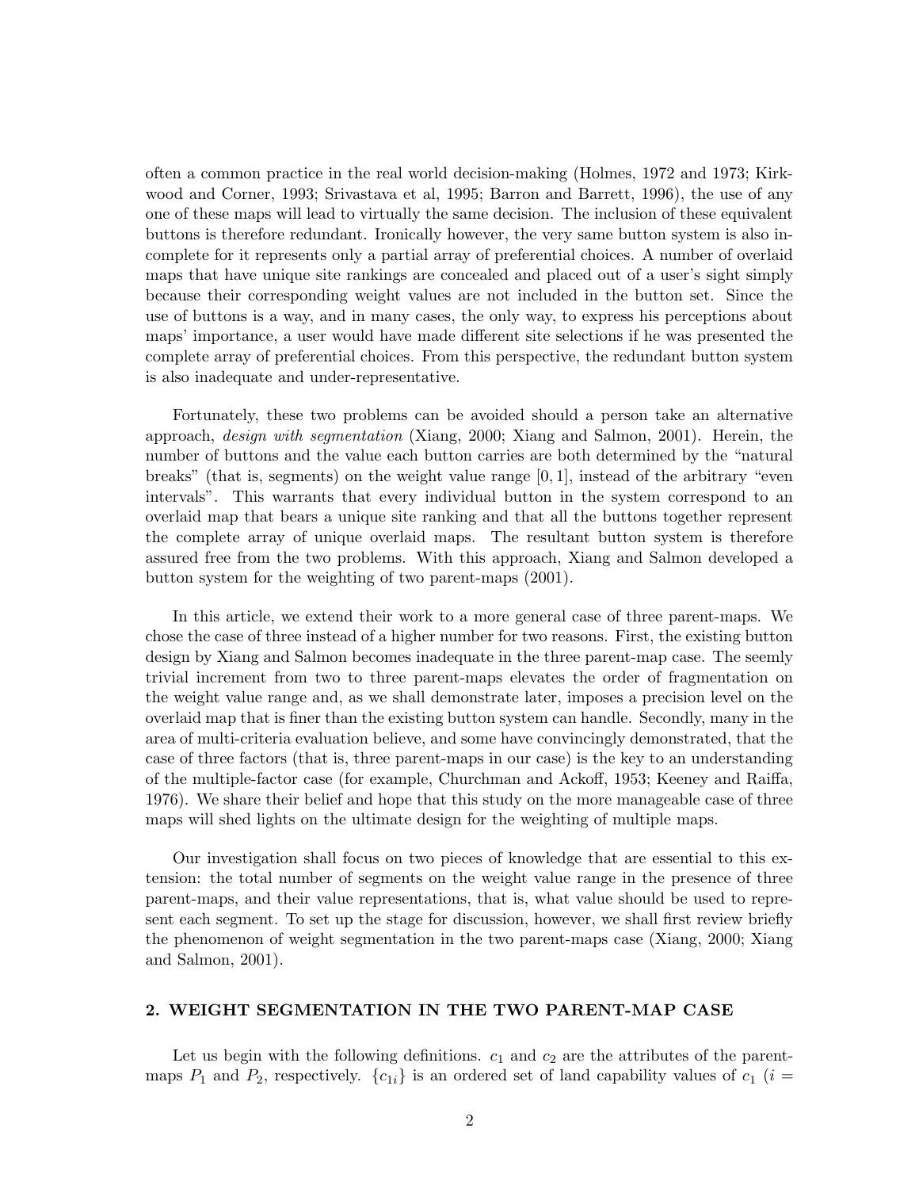often a common practice in the real world decision-making (Holmes, 1972 and 1973; Kirkwood and Corner, 1993; Srivastava et al, 1995; Barron and Barrett, 1996), the use of any one of these maps will lead to virtually the same decision. The inclusion of these equivalent buttons is therefore redundant. Ironically however, the very same button system is also incomplete for it represents only a partial array of preferential choices. A number of overlaid maps that have unique site rankings are concealed and placed out of a user's sight simply because their corresponding weight values are not included in the button set. Since the use of buttons is a way, and in many cases, the only way, to express his perceptions about maps' importance, a user would have made different site selections if he was presented the complete array of preferential choices. From this perspective, the redundant button system is also inadequate and under-representative.

Fortunately, these two problems can be avoided should a person take an alternative approach, *design with segmentation* (Xiang, 2000; Xiang and Salmon, 2001). Herein, the number of buttons and the value each button carries are both determined by the "natural breaks" (that is, segments) on the weight value range $[0, 1]$, instead of the arbitrary "even intervals". This warrants that every individual button in the system correspond to an overlaid map that bears a unique site ranking and that all the buttons together represent the complete array of unique overlaid maps. The resultant button system is therefore assured free from the two problems. With this approach, Xiang and Salmon developed a button system for the weighting of two parent-maps (2001).

In this article, we extend their work to a more general case of three parent-maps. We chose the case of three instead of a higher number for two reasons. First, the existing button design by Xiang and Salmon becomes inadequate in the three parent-map case. The seemly trivial increment from two to three parent-maps elevates the order of fragmentation on the weight value range and, as we shall demonstrate later, imposes a precision level on the overlaid map that is finer than the existing button system can handle. Secondly, many in the area of multi-criteria evaluation believe, and some have convincingly demonstrated, that the case of three factors (that is, three parent-maps in our case) is the key to an understanding of the multiple-factor case (for example, Churchman and Ackoff, 1953; Keeney and Raiffa, 1976). We share their belief and hope that this study on the more manageable case of three maps will shed lights on the ultimate design for the weighting of multiple maps.

Our investigation shall focus on two pieces of knowledge that are essential to this extension: the total number of segments on the weight value range in the presence of three parent-maps, and their value representations, that is, what value should be used to represent each segment. To set up the stage for discussion, however, we shall first review briefly the phenomenon of weight segmentation in the two parent-maps case (Xiang, 2000; Xiang and Salmon, 2001).

## 2. WEIGHT SEGMENTATION IN THE TWO PARENT-MAP CASE

Let us begin with the following definitions. $c_1$ and $c_2$ are the attributes of the parent-maps $P_1$ and $P_2$, respectively. $\{c_{1i}\}$ is an ordered set of land capability values of $c_1$ ($i =$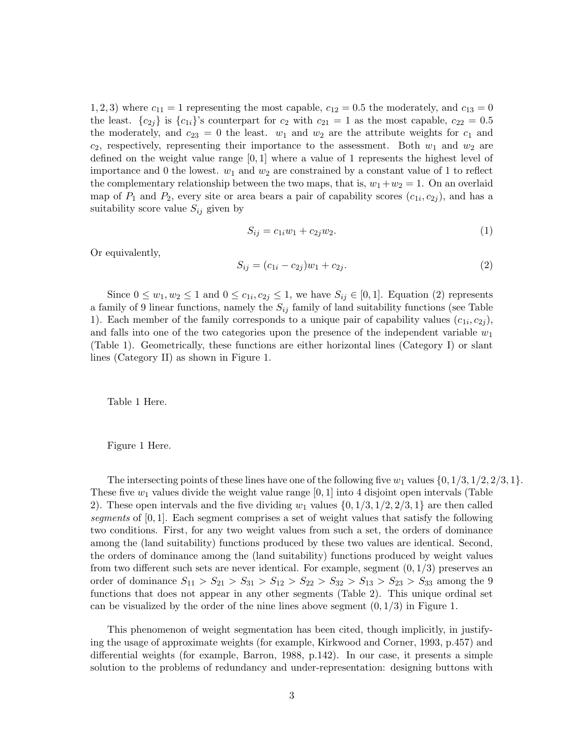1, 2, 3) where $c_{11} = 1$ representing the most capable, $c_{12} = 0.5$ the moderately, and $c_{13} = 0$ the least. $\{c_{2j}\}$ is $\{c_{1i}\}$'s counterpart for $c_2$ with $c_{21} = 1$ as the most capable, $c_{22} = 0.5$ the moderately, and $c_{23} = 0$ the least. $w_1$ and $w_2$ are the attribute weights for $c_1$ and $c_2$, respectively, representing their importance to the assessment. Both $w_1$ and $w_2$ are defined on the weight value range $[0, 1]$ where a value of 1 represents the highest level of importance and 0 the lowest. $w_1$ and $w_2$ are constrained by a constant value of 1 to reflect the complementary relationship between the two maps, that is, $w_1 + w_2 = 1$. On an overlaid map of $P_1$ and $P_2$, every site or area bears a pair of capability scores $(c_{1i}, c_{2j})$, and has a suitability score value $S_{ij}$ given by

$$S_{ij} = c_{1i}w_1 + c_{2j}w_2. \tag{1}$$

Or equivalently,

$$S_{ij} = (c_{1i} - c_{2j})w_1 + c_{2j}. \tag{2}$$

Since $0 \leq w_1, w_2 \leq 1$ and $0 \leq c_{1i}, c_{2j} \leq 1$, we have $S_{ij} \in [0, 1]$. Equation (2) represents a family of 9 linear functions, namely the $S_{ij}$ family of land suitability functions (see Table 1). Each member of the family corresponds to a unique pair of capability values $(c_{1i}, c_{2j})$, and falls into one of the two categories upon the presence of the independent variable $w_1$ (Table 1). Geometrically, these functions are either horizontal lines (Category I) or slant lines (Category II) as shown in Figure 1.

Table 1 Here.

Figure 1 Here.

The intersecting points of these lines have one of the following five $w_1$ values $\{0, 1/3, 1/2, 2/3, 1\}$. These five $w_1$ values divide the weight value range $[0, 1]$ into 4 disjoint open intervals (Table 2). These open intervals and the five dividing $w_1$ values $\{0, 1/3, 1/2, 2/3, 1\}$ are then called *segments* of $[0, 1]$. Each segment comprises a set of weight values that satisfy the following two conditions. First, for any two weight values from such a set, the orders of dominance among the (land suitability) functions produced by these two values are identical. Second, the orders of dominance among the (land suitability) functions produced by weight values from two different such sets are never identical. For example, segment $(0, 1/3)$ preserves an order of dominance $S_{11} > S_{21} > S_{31} > S_{12} > S_{22} > S_{32} > S_{13} > S_{23} > S_{33}$ among the 9 functions that does not appear in any other segments (Table 2). This unique ordinal set can be visualized by the order of the nine lines above segment $(0, 1/3)$ in Figure 1.

This phenomenon of weight segmentation has been cited, though implicitly, in justifying the usage of approximate weights (for example, Kirkwood and Corner, 1993, p.457) and differential weights (for example, Barron, 1988, p.142). In our case, it presents a simple solution to the problems of redundancy and under-representation: designing buttons with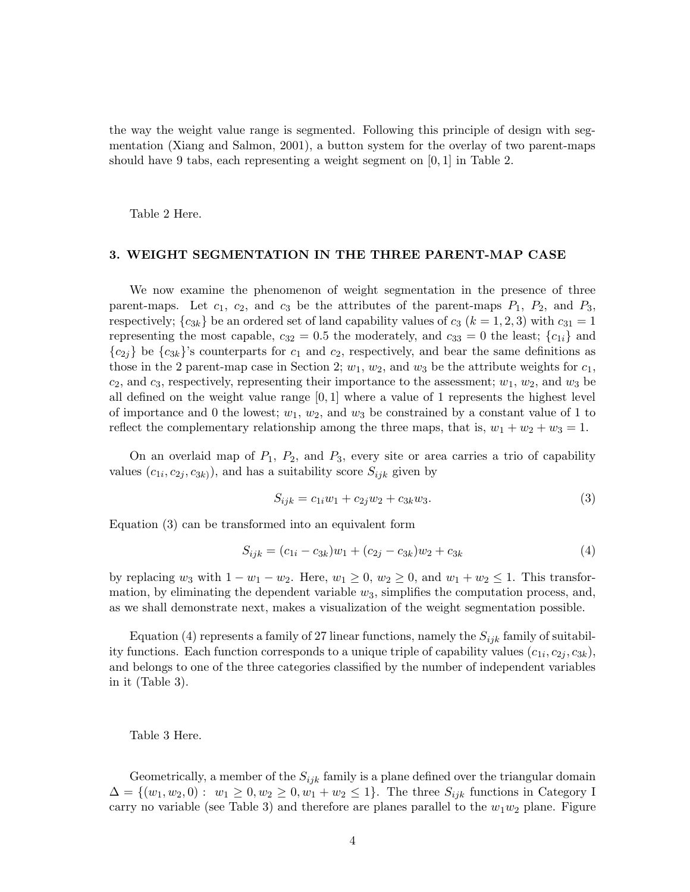the way the weight value range is segmented. Following this principle of design with segmentation (Xiang and Salmon, 2001), a button system for the overlay of two parent-maps should have 9 tabs, each representing a weight segment on $[0, 1]$ in Table 2.

Table 2 Here.

## 3. WEIGHT SEGMENTATION IN THE THREE PARENT-MAP CASE

We now examine the phenomenon of weight segmentation in the presence of three parent-maps. Let $c_1$, $c_2$, and $c_3$ be the attributes of the parent-maps $P_1$, $P_2$, and $P_3$, respectively; $\{c_{3k}\}$ be an ordered set of land capability values of $c_3$ ($k = 1, 2, 3$) with $c_{31} = 1$ representing the most capable, $c_{32} = 0.5$ the moderately, and $c_{33} = 0$ the least; $\{c_{1i}\}$ and $\{c_{2j}\}$ be $\{c_{3k}\}$'s counterparts for $c_1$ and $c_2$, respectively, and bear the same definitions as those in the 2 parent-map case in Section 2; $w_1$, $w_2$, and $w_3$ be the attribute weights for $c_1$, $c_2$, and $c_3$, respectively, representing their importance to the assessment; $w_1$, $w_2$, and $w_3$ be all defined on the weight value range $[0, 1]$ where a value of 1 represents the highest level of importance and 0 the lowest; $w_1$, $w_2$, and $w_3$ be constrained by a constant value of 1 to reflect the complementary relationship among the three maps, that is, $w_1 + w_2 + w_3 = 1$.

On an overlaid map of $P_1$, $P_2$, and $P_3$, every site or area carries a trio of capability values $(c_{1i}, c_{2j}, c_{3k)})$, and has a suitability score $S_{ijk}$ given by

$$S_{ijk} = c_{1i}w_1 + c_{2j}w_2 + c_{3k}w_3. \tag{3}$$

Equation (3) can be transformed into an equivalent form

$$S_{ijk} = (c_{1i} - c_{3k})w_1 + (c_{2j} - c_{3k})w_2 + c_{3k} \tag{4}$$

by replacing $w_3$ with $1 - w_1 - w_2$. Here, $w_1 \geq 0$, $w_2 \geq 0$, and $w_1 + w_2 \leq 1$. This transformation, by eliminating the dependent variable $w_3$, simplifies the computation process, and, as we shall demonstrate next, makes a visualization of the weight segmentation possible.

Equation (4) represents a family of 27 linear functions, namely the $S_{ijk}$ family of suitability functions. Each function corresponds to a unique triple of capability values $(c_{1i}, c_{2j}, c_{3k})$, and belongs to one of the three categories classified by the number of independent variables in it (Table 3).

Table 3 Here.

Geometrically, a member of the $S_{ijk}$ family is a plane defined over the triangular domain $\Delta = \{(w_1, w_2, 0) : \; w_1 \geq 0, w_2 \geq 0, w_1 + w_2 \leq 1\}$. The three $S_{ijk}$ functions in Category I carry no variable (see Table 3) and therefore are planes parallel to the $w_1w_2$ plane. Figure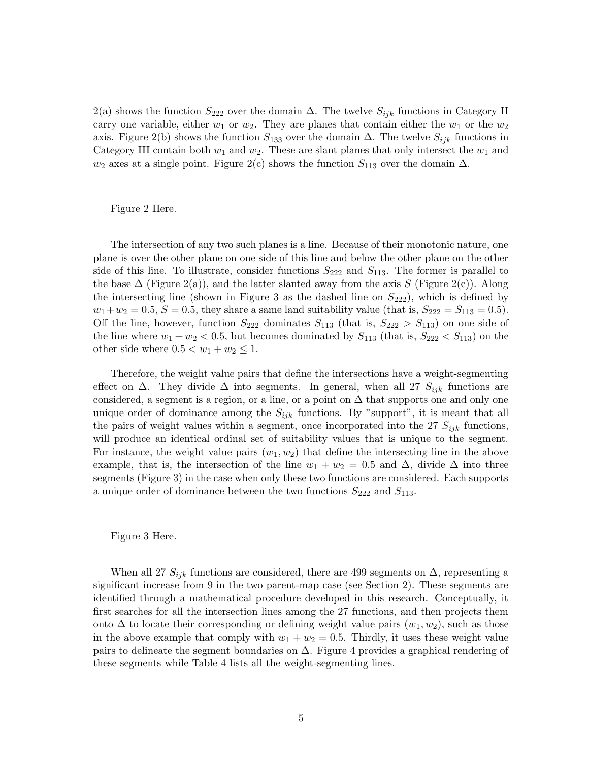2(a) shows the function $S_{222}$ over the domain $\Delta$. The twelve $S_{ijk}$ functions in Category II carry one variable, either $w_1$ or $w_2$. They are planes that contain either the $w_1$ or the $w_2$ axis. Figure 2(b) shows the function $S_{133}$ over the domain $\Delta$. The twelve $S_{ijk}$ functions in Category III contain both $w_1$ and $w_2$. These are slant planes that only intersect the $w_1$ and $w_2$ axes at a single point. Figure 2(c) shows the function $S_{113}$ over the domain $\Delta$.

Figure 2 Here.

The intersection of any two such planes is a line. Because of their monotonic nature, one plane is over the other plane on one side of this line and below the other plane on the other side of this line. To illustrate, consider functions $S_{222}$ and $S_{113}$. The former is parallel to the base $\Delta$ (Figure 2(a)), and the latter slanted away from the axis $S$ (Figure 2(c)). Along the intersecting line (shown in Figure 3 as the dashed line on $S_{222}$), which is defined by $w_1+w_2 = 0.5$, $S = 0.5$, they share a same land suitability value (that is, $S_{222} = S_{113} = 0.5$). Off the line, however, function $S_{222}$ dominates $S_{113}$ (that is, $S_{222} > S_{113}$) on one side of the line where $w_1 + w_2 < 0.5$, but becomes dominated by $S_{113}$ (that is, $S_{222} < S_{113}$) on the other side where $0.5 < w_1 + w_2 \leq 1$.

Therefore, the weight value pairs that define the intersections have a weight-segmenting effect on $\Delta$. They divide $\Delta$ into segments. In general, when all 27 $S_{ijk}$ functions are considered, a segment is a region, or a line, or a point on $\Delta$ that supports one and only one unique order of dominance among the $S_{ijk}$ functions. By "support", it is meant that all the pairs of weight values within a segment, once incorporated into the 27 $S_{ijk}$ functions, will produce an identical ordinal set of suitability values that is unique to the segment. For instance, the weight value pairs $(w_1, w_2)$ that define the intersecting line in the above example, that is, the intersection of the line $w_1 + w_2 = 0.5$ and $\Delta$, divide $\Delta$ into three segments (Figure 3) in the case when only these two functions are considered. Each supports a unique order of dominance between the two functions $S_{222}$ and $S_{113}$.

Figure 3 Here.

When all 27 $S_{ijk}$ functions are considered, there are 499 segments on $\Delta$, representing a significant increase from 9 in the two parent-map case (see Section 2). These segments are identified through a mathematical procedure developed in this research. Conceptually, it first searches for all the intersection lines among the 27 functions, and then projects them onto $\Delta$ to locate their corresponding or defining weight value pairs $(w_1, w_2)$, such as those in the above example that comply with $w_1 + w_2 = 0.5$. Thirdly, it uses these weight value pairs to delineate the segment boundaries on $\Delta$. Figure 4 provides a graphical rendering of these segments while Table 4 lists all the weight-segmenting lines.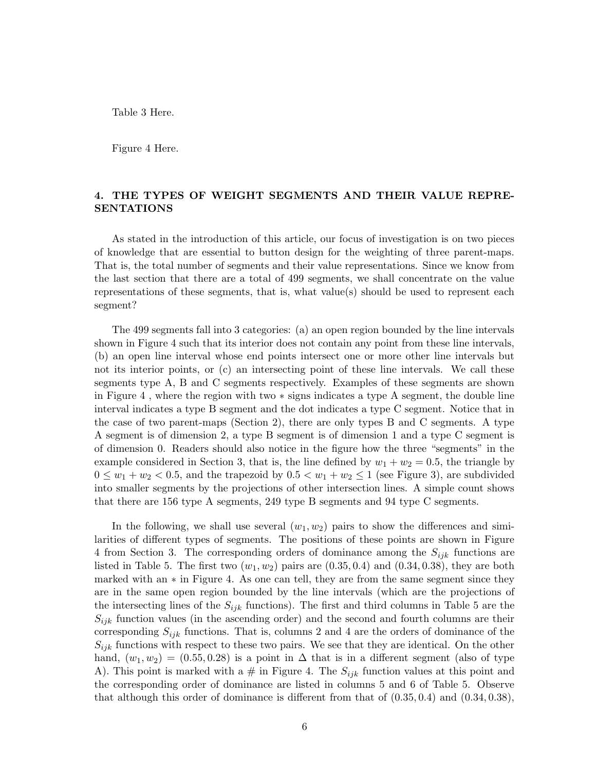Table 3 Here.

Figure 4 Here.

## 4. THE TYPES OF WEIGHT SEGMENTS AND THEIR VALUE REPRESENTATIONS

As stated in the introduction of this article, our focus of investigation is on two pieces of knowledge that are essential to button design for the weighting of three parent-maps. That is, the total number of segments and their value representations. Since we know from the last section that there are a total of 499 segments, we shall concentrate on the value representations of these segments, that is, what value(s) should be used to represent each segment?

The 499 segments fall into 3 categories: (a) an open region bounded by the line intervals shown in Figure 4 such that its interior does not contain any point from these line intervals, (b) an open line interval whose end points intersect one or more other line intervals but not its interior points, or (c) an intersecting point of these line intervals. We call these segments type A, B and C segments respectively. Examples of these segments are shown in Figure 4 , where the region with two $*$ signs indicates a type A segment, the double line interval indicates a type B segment and the dot indicates a type C segment. Notice that in the case of two parent-maps (Section 2), there are only types B and C segments. A type A segment is of dimension 2, a type B segment is of dimension 1 and a type C segment is of dimension 0. Readers should also notice in the figure how the three "segments" in the example considered in Section 3, that is, the line defined by $w_1 + w_2 = 0.5$, the triangle by $0 \leq w_1 + w_2 < 0.5$, and the trapezoid by $0.5 < w_1 + w_2 \leq 1$ (see Figure 3), are subdivided into smaller segments by the projections of other intersection lines. A simple count shows that there are 156 type A segments, 249 type B segments and 94 type C segments.

In the following, we shall use several $(w_1, w_2)$ pairs to show the differences and similarities of different types of segments. The positions of these points are shown in Figure 4 from Section 3. The corresponding orders of dominance among the $S_{ijk}$ functions are listed in Table 5. The first two $(w_1, w_2)$ pairs are $(0.35, 0.4)$ and $(0.34, 0.38)$, they are both marked with an $*$ in Figure 4. As one can tell, they are from the same segment since they are in the same open region bounded by the line intervals (which are the projections of the intersecting lines of the $S_{ijk}$ functions). The first and third columns in Table 5 are the $S_{ijk}$ function values (in the ascending order) and the second and fourth columns are their corresponding $S_{ijk}$ functions. That is, columns 2 and 4 are the orders of dominance of the $S_{ijk}$ functions with respect to these two pairs. We see that they are identical. On the other hand, $(w_1, w_2) = (0.55, 0.28)$ is a point in $\Delta$ that is in a different segment (also of type A). This point is marked with a # in Figure 4. The $S_{ijk}$ function values at this point and the corresponding order of dominance are listed in columns 5 and 6 of Table 5. Observe that although this order of dominance is different from that of $(0.35, 0.4)$ and $(0.34, 0.38)$,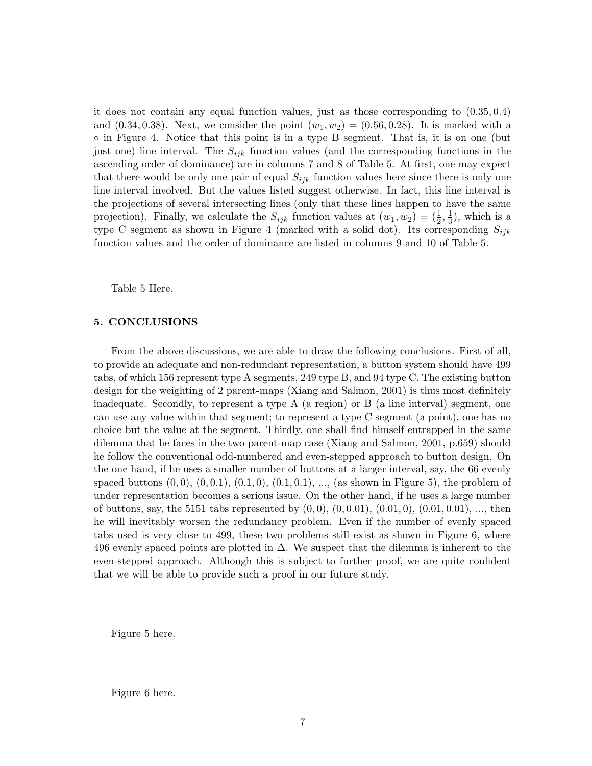it does not contain any equal function values, just as those corresponding to $(0.35, 0.4)$ and $(0.34, 0.38)$. Next, we consider the point $(w_1, w_2) = (0.56, 0.28)$. It is marked with a $\circ$ in Figure 4. Notice that this point is in a type B segment. That is, it is on one (but just one) line interval. The $S_{ijk}$ function values (and the corresponding functions in the ascending order of dominance) are in columns 7 and 8 of Table 5. At first, one may expect that there would be only one pair of equal $S_{ijk}$ function values here since there is only one line interval involved. But the values listed suggest otherwise. In fact, this line interval is the projections of several intersecting lines (only that these lines happen to have the same projection). Finally, we calculate the $S_{ijk}$ function values at $(w_1, w_2) = (\frac{1}{2}, \frac{1}{3})$, which is a type C segment as shown in Figure 4 (marked with a solid dot). Its corresponding $S_{ijk}$ function values and the order of dominance are listed in columns 9 and 10 of Table 5.

Table 5 Here.

## 5. CONCLUSIONS

From the above discussions, we are able to draw the following conclusions. First of all, to provide an adequate and non-redundant representation, a button system should have 499 tabs, of which 156 represent type A segments, 249 type B, and 94 type C. The existing button design for the weighting of 2 parent-maps (Xiang and Salmon, 2001) is thus most definitely inadequate. Secondly, to represent a type A (a region) or B (a line interval) segment, one can use any value within that segment; to represent a type C segment (a point), one has no choice but the value at the segment. Thirdly, one shall find himself entrapped in the same dilemma that he faces in the two parent-map case (Xiang and Salmon, 2001, p.659) should he follow the conventional odd-numbered and even-stepped approach to button design. On the one hand, if he uses a smaller number of buttons at a larger interval, say, the 66 evenly spaced buttons $(0, 0)$, $(0, 0.1)$, $(0.1, 0)$, $(0.1, 0.1)$, ..., (as shown in Figure 5), the problem of under representation becomes a serious issue. On the other hand, if he uses a large number of buttons, say, the 5151 tabs represented by $(0, 0)$, $(0, 0.01)$, $(0.01, 0)$, $(0.01, 0.01)$, ..., then he will inevitably worsen the redundancy problem. Even if the number of evenly spaced tabs used is very close to 499, these two problems still exist as shown in Figure 6, where 496 evenly spaced points are plotted in $\Delta$. We suspect that the dilemma is inherent to the even-stepped approach. Although this is subject to further proof, we are quite confident that we will be able to provide such a proof in our future study.

Figure 5 here.

Figure 6 here.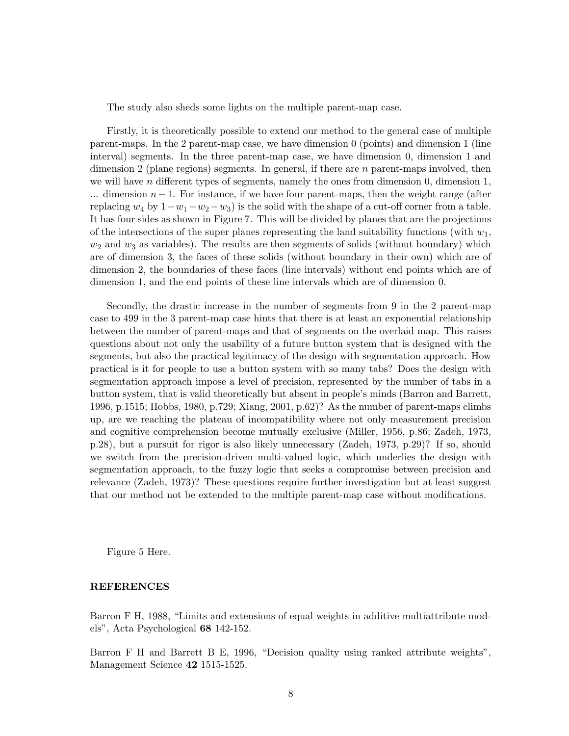The study also sheds some lights on the multiple parent-map case.

Firstly, it is theoretically possible to extend our method to the general case of multiple parent-maps. In the 2 parent-map case, we have dimension 0 (points) and dimension 1 (line interval) segments. In the three parent-map case, we have dimension 0, dimension 1 and dimension 2 (plane regions) segments. In general, if there are $n$ parent-maps involved, then we will have $n$ different types of segments, namely the ones from dimension 0, dimension 1, ... dimension $n-1$. For instance, if we have four parent-maps, then the weight range (after replacing $w_4$ by $1-w_1-w_2-w_3$) is the solid with the shape of a cut-off corner from a table. It has four sides as shown in Figure 7. This will be divided by planes that are the projections of the intersections of the super planes representing the land suitability functions (with $w_1$, $w_2$ and $w_3$ as variables). The results are then segments of solids (without boundary) which are of dimension 3, the faces of these solids (without boundary in their own) which are of dimension 2, the boundaries of these faces (line intervals) without end points which are of dimension 1, and the end points of these line intervals which are of dimension 0.

Secondly, the drastic increase in the number of segments from 9 in the 2 parent-map case to 499 in the 3 parent-map case hints that there is at least an exponential relationship between the number of parent-maps and that of segments on the overlaid map. This raises questions about not only the usability of a future button system that is designed with the segments, but also the practical legitimacy of the design with segmentation approach. How practical is it for people to use a button system with so many tabs? Does the design with segmentation approach impose a level of precision, represented by the number of tabs in a button system, that is valid theoretically but absent in people's minds (Barron and Barrett, 1996, p.1515; Hobbs, 1980, p.729; Xiang, 2001, p.62)? As the number of parent-maps climbs up, are we reaching the plateau of incompatibility where not only measurement precision and cognitive comprehension become mutually exclusive (Miller, 1956, p.86; Zadeh, 1973, p.28), but a pursuit for rigor is also likely unnecessary (Zadeh, 1973, p.29)? If so, should we switch from the precision-driven multi-valued logic, which underlies the design with segmentation approach, to the fuzzy logic that seeks a compromise between precision and relevance (Zadeh, 1973)? These questions require further investigation but at least suggest that our method not be extended to the multiple parent-map case without modifications.

Figure 5 Here.

**REFERENCES**

Barron F H, 1988, "Limits and extensions of equal weights in additive multiattribute models", Acta Psychological **68** 142-152.

Barron F H and Barrett B E, 1996, "Decision quality using ranked attribute weights", Management Science **42** 1515-1525.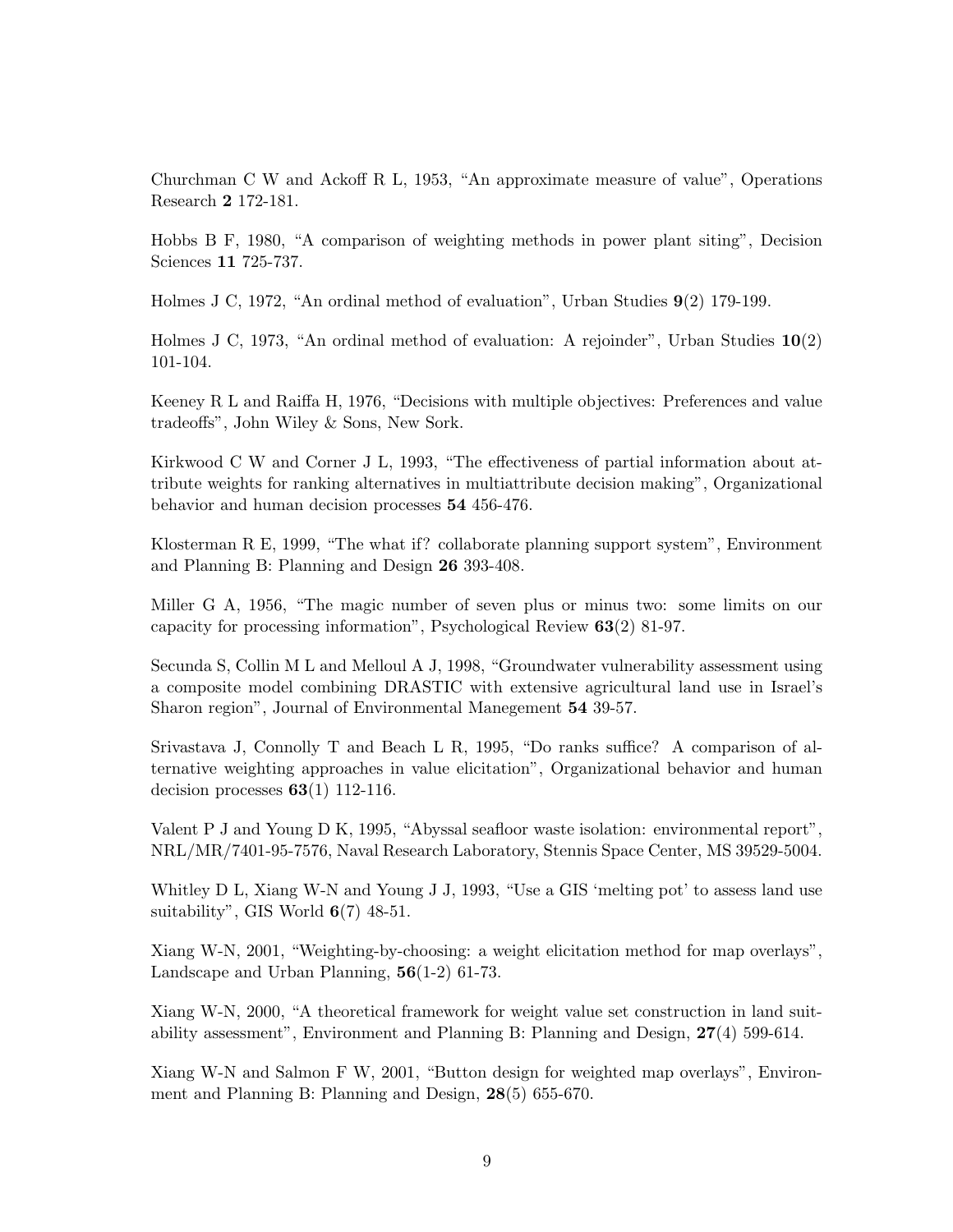Churchman C W and Ackoff R L, 1953, "An approximate measure of value", Operations Research **2** 172-181.

Hobbs B F, 1980, "A comparison of weighting methods in power plant siting", Decision Sciences **11** 725-737.

Holmes J C, 1972, "An ordinal method of evaluation", Urban Studies **9**(2) 179-199.

Holmes J C, 1973, "An ordinal method of evaluation: A rejoinder", Urban Studies **10**(2) 101-104.

Keeney R L and Raiffa H, 1976, "Decisions with multiple objectives: Preferences and value tradeoffs", John Wiley & Sons, New Sork.

Kirkwood C W and Corner J L, 1993, "The effectiveness of partial information about attribute weights for ranking alternatives in multiattribute decision making", Organizational behavior and human decision processes **54** 456-476.

Klosterman R E, 1999, "The what if? collaborate planning support system", Environment and Planning B: Planning and Design **26** 393-408.

Miller G A, 1956, "The magic number of seven plus or minus two: some limits on our capacity for processing information", Psychological Review **63**(2) 81-97.

Secunda S, Collin M L and Melloul A J, 1998, "Groundwater vulnerability assessment using a composite model combining DRASTIC with extensive agricultural land use in Israel's Sharon region", Journal of Environmental Manegement **54** 39-57.

Srivastava J, Connolly T and Beach L R, 1995, "Do ranks suffice? A comparison of alternative weighting approaches in value elicitation", Organizational behavior and human decision processes **63**(1) 112-116.

Valent P J and Young D K, 1995, "Abyssal seafloor waste isolation: environmental report", NRL/MR/7401-95-7576, Naval Research Laboratory, Stennis Space Center, MS 39529-5004.

Whitley D L, Xiang W-N and Young J J, 1993, "Use a GIS 'melting pot' to assess land use suitability", GIS World **6**(7) 48-51.

Xiang W-N, 2001, "Weighting-by-choosing: a weight elicitation method for map overlays", Landscape and Urban Planning, **56**(1-2) 61-73.

Xiang W-N, 2000, "A theoretical framework for weight value set construction in land suitability assessment", Environment and Planning B: Planning and Design, **27**(4) 599-614.

Xiang W-N and Salmon F W, 2001, "Button design for weighted map overlays", Environment and Planning B: Planning and Design, **28**(5) 655-670.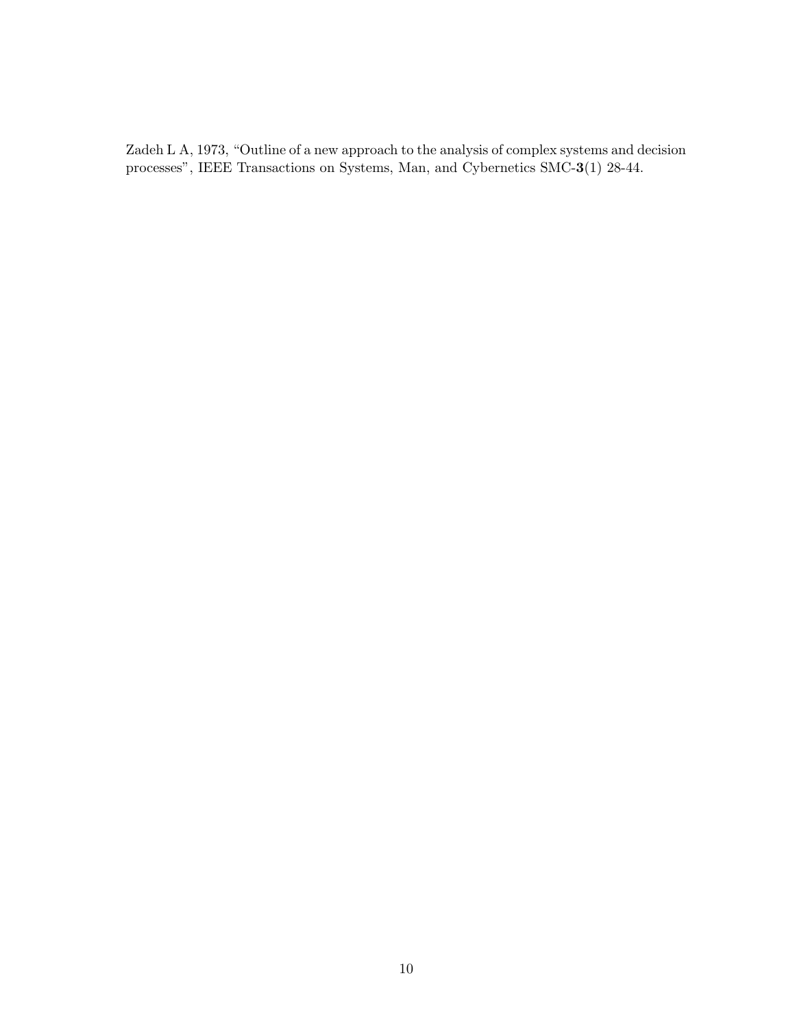Zadeh L A, 1973, "Outline of a new approach to the analysis of complex systems and decision processes", IEEE Transactions on Systems, Man, and Cybernetics SMC-**3**(1) 28-44.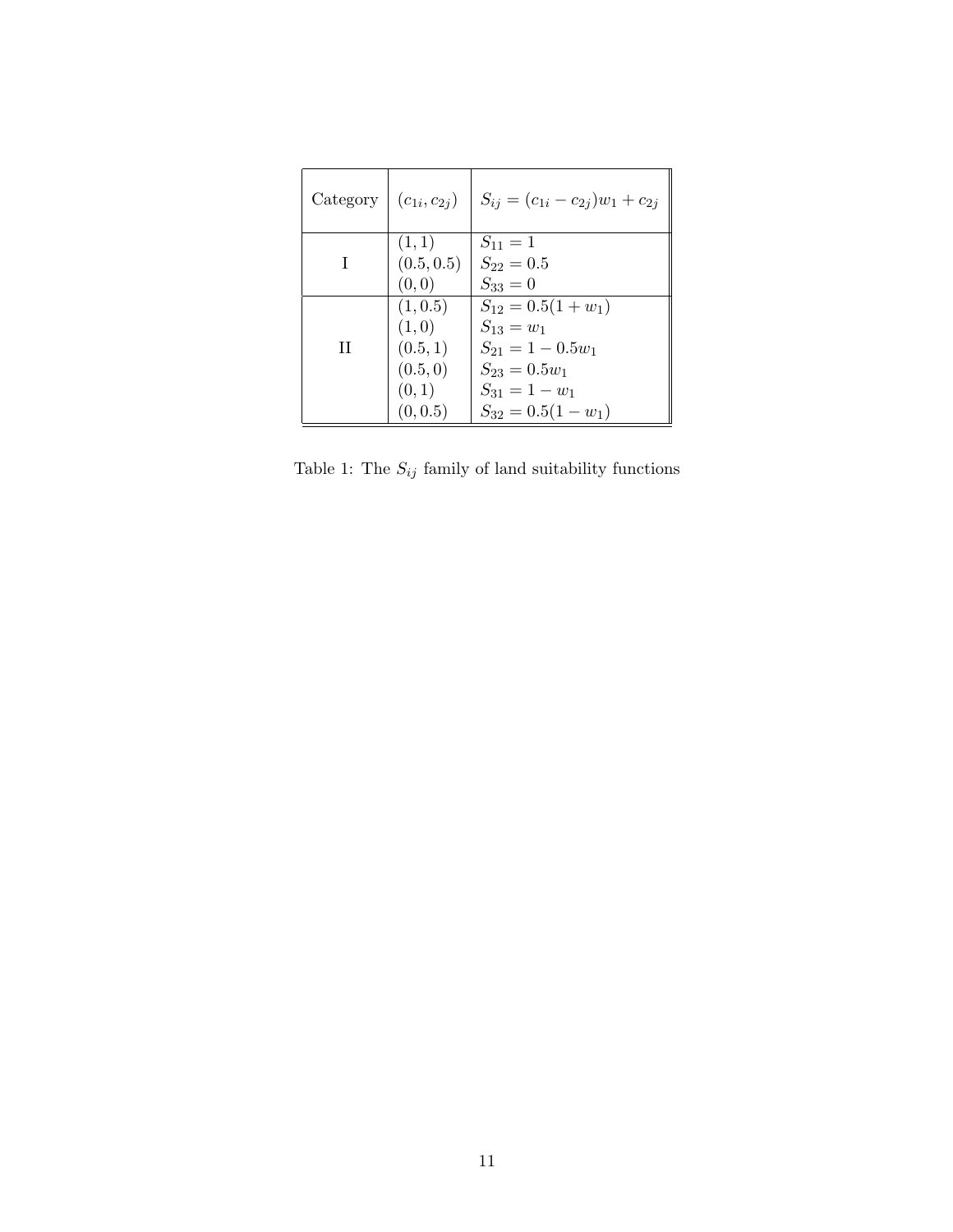| Category | $(c_{1i}, c_{2j})$ | $S_{ij} = (c_{1i} - c_{2j})w_1 + c_{2j}$ |
|---|---|---|
| I | $(1, 1)$ | $S_{11} = 1$ |
| | $(0.5, 0.5)$ | $S_{22} = 0.5$ |
| | $(0, 0)$ | $S_{33} = 0$ |
| II | $(1, 0.5)$ | $S_{12} = 0.5(1 + w_1)$ |
| | $(1, 0)$ | $S_{13} = w_1$ |
| | $(0.5, 1)$ | $S_{21} = 1 - 0.5w_1$ |
| | $(0.5, 0)$ | $S_{23} = 0.5w_1$ |
| | $(0, 1)$ | $S_{31} = 1 - w_1$ |
| | $(0, 0.5)$ | $S_{32} = 0.5(1 - w_1)$ |

Table 1: The $S_{ij}$ family of land suitability functions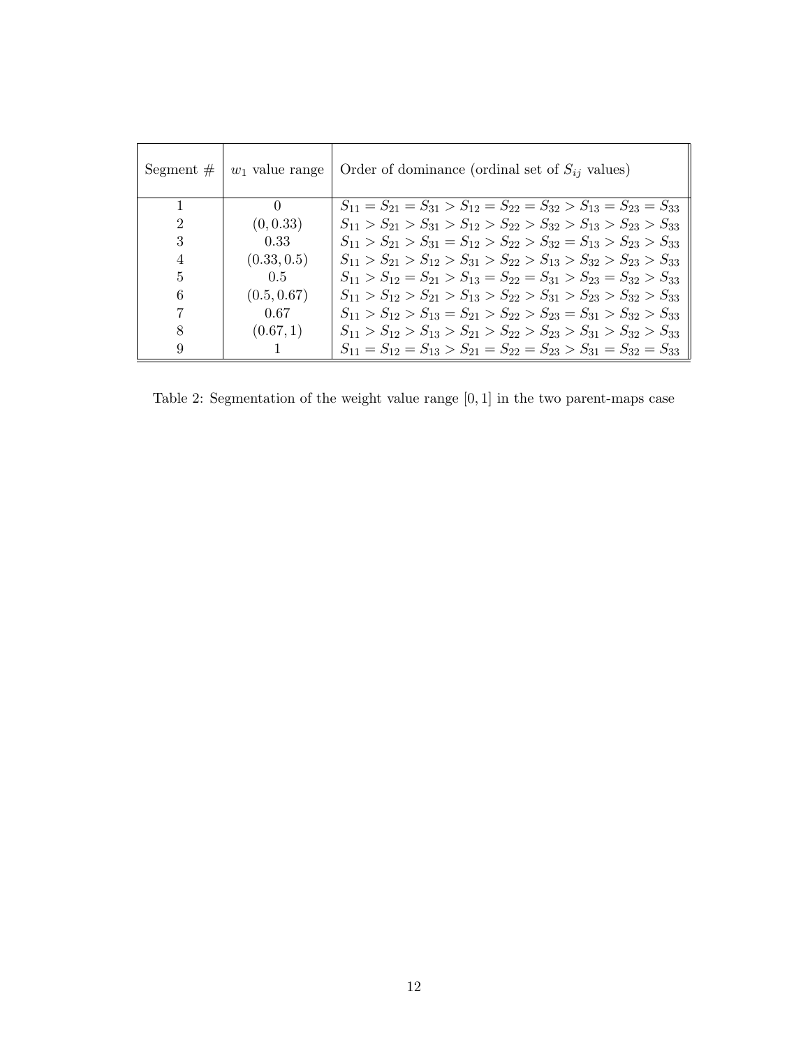| Segment # | $w_1$ value range | Order of dominance (ordinal set of $S_{ij}$ values) |
|---|---|---|
| 1 | 0 | $S_{11} = S_{21} = S_{31} > S_{12} = S_{22} = S_{32} > S_{13} = S_{23} = S_{33}$ |
| 2 | $(0, 0.33)$ | $S_{11} > S_{21} > S_{31} > S_{12} > S_{22} > S_{32} > S_{13} > S_{23} > S_{33}$ |
| 3 | 0.33 | $S_{11} > S_{21} > S_{31} = S_{12} > S_{22} > S_{32} = S_{13} > S_{23} > S_{33}$ |
| 4 | $(0.33, 0.5)$ | $S_{11} > S_{21} > S_{12} > S_{31} > S_{22} > S_{13} > S_{32} > S_{23} > S_{33}$ |
| 5 | 0.5 | $S_{11} > S_{12} = S_{21} > S_{13} = S_{22} = S_{31} > S_{23} = S_{32} > S_{33}$ |
| 6 | $(0.5, 0.67)$ | $S_{11} > S_{12} > S_{21} > S_{13} > S_{22} > S_{31} > S_{23} > S_{32} > S_{33}$ |
| 7 | 0.67 | $S_{11} > S_{12} > S_{13} = S_{21} > S_{22} > S_{23} = S_{31} > S_{32} > S_{33}$ |
| 8 | $(0.67, 1)$ | $S_{11} > S_{12} > S_{13} > S_{21} > S_{22} > S_{23} > S_{31} > S_{32} > S_{33}$ |
| 9 | 1 | $S_{11} = S_{12} = S_{13} > S_{21} = S_{22} = S_{23} > S_{31} = S_{32} = S_{33}$ |

Table 2: Segmentation of the weight value range $[0, 1]$ in the two parent-maps case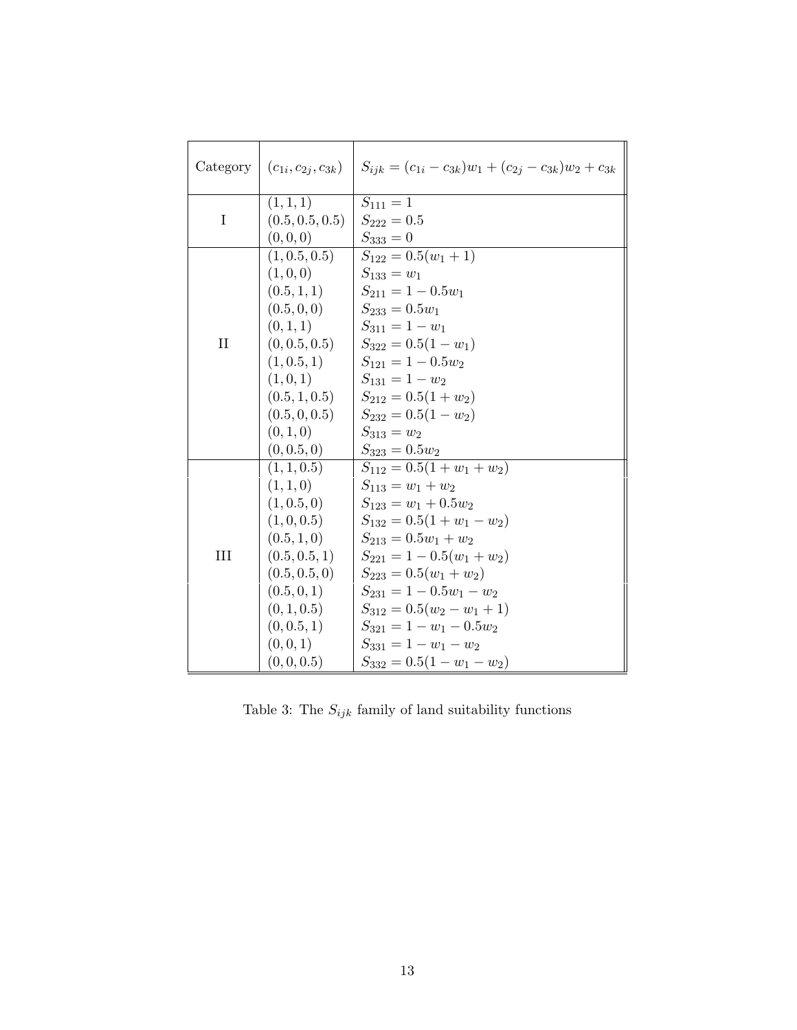| Category | $(c_{1i}, c_{2j}, c_{3k})$ | $S_{ijk} = (c_{1i} - c_{3k})w_1 + (c_{2j} - c_{3k})w_2 + c_{3k}$ |
|---|---|---|
| I | $(1, 1, 1)$ | $S_{111} = 1$ |
| | $(0.5, 0.5, 0.5)$ | $S_{222} = 0.5$ |
| | $(0, 0, 0)$ | $S_{333} = 0$ |
| II | $(1, 0.5, 0.5)$ | $S_{122} = 0.5(w_1 + 1)$ |
| | $(1, 0, 0)$ | $S_{133} = w_1$ |
| | $(0.5, 1, 1)$ | $S_{211} = 1 - 0.5w_1$ |
| | $(0.5, 0, 0)$ | $S_{233} = 0.5w_1$ |
| | $(0, 1, 1)$ | $S_{311} = 1 - w_1$ |
| | $(0, 0.5, 0.5)$ | $S_{322} = 0.5(1 - w_1)$ |
| | $(1, 0.5, 1)$ | $S_{121} = 1 - 0.5w_2$ |
| | $(1, 0, 1)$ | $S_{131} = 1 - w_2$ |
| | $(0.5, 1, 0.5)$ | $S_{212} = 0.5(1 + w_2)$ |
| | $(0.5, 0, 0.5)$ | $S_{232} = 0.5(1 - w_2)$ |
| | $(0, 1, 0)$ | $S_{313} = w_2$ |
| | $(0, 0.5, 0)$ | $S_{323} = 0.5w_2$ |
| III | $(1, 1, 0.5)$ | $S_{112} = 0.5(1 + w_1 + w_2)$ |
| | $(1, 1, 0)$ | $S_{113} = w_1 + w_2$ |
| | $(1, 0.5, 0)$ | $S_{123} = w_1 + 0.5w_2$ |
| | $(1, 0, 0.5)$ | $S_{132} = 0.5(1 + w_1 - w_2)$ |
| | $(0.5, 1, 0)$ | $S_{213} = 0.5w_1 + w_2$ |
| | $(0.5, 0.5, 1)$ | $S_{221} = 1 - 0.5(w_1 + w_2)$ |
| | $(0.5, 0.5, 0)$ | $S_{223} = 0.5(w_1 + w_2)$ |
| | $(0.5, 0, 1)$ | $S_{231} = 1 - 0.5w_1 - w_2$ |
| | $(0, 1, 0.5)$ | $S_{312} = 0.5(w_2 - w_1 + 1)$ |
| | $(0, 0.5, 1)$ | $S_{321} = 1 - w_1 - 0.5w_2$ |
| | $(0, 0, 1)$ | $S_{331} = 1 - w_1 - w_2$ |
| | $(0, 0, 0.5)$ | $S_{332} = 0.5(1 - w_1 - w_2)$ |

Table 3: The $S_{ijk}$ family of land suitability functions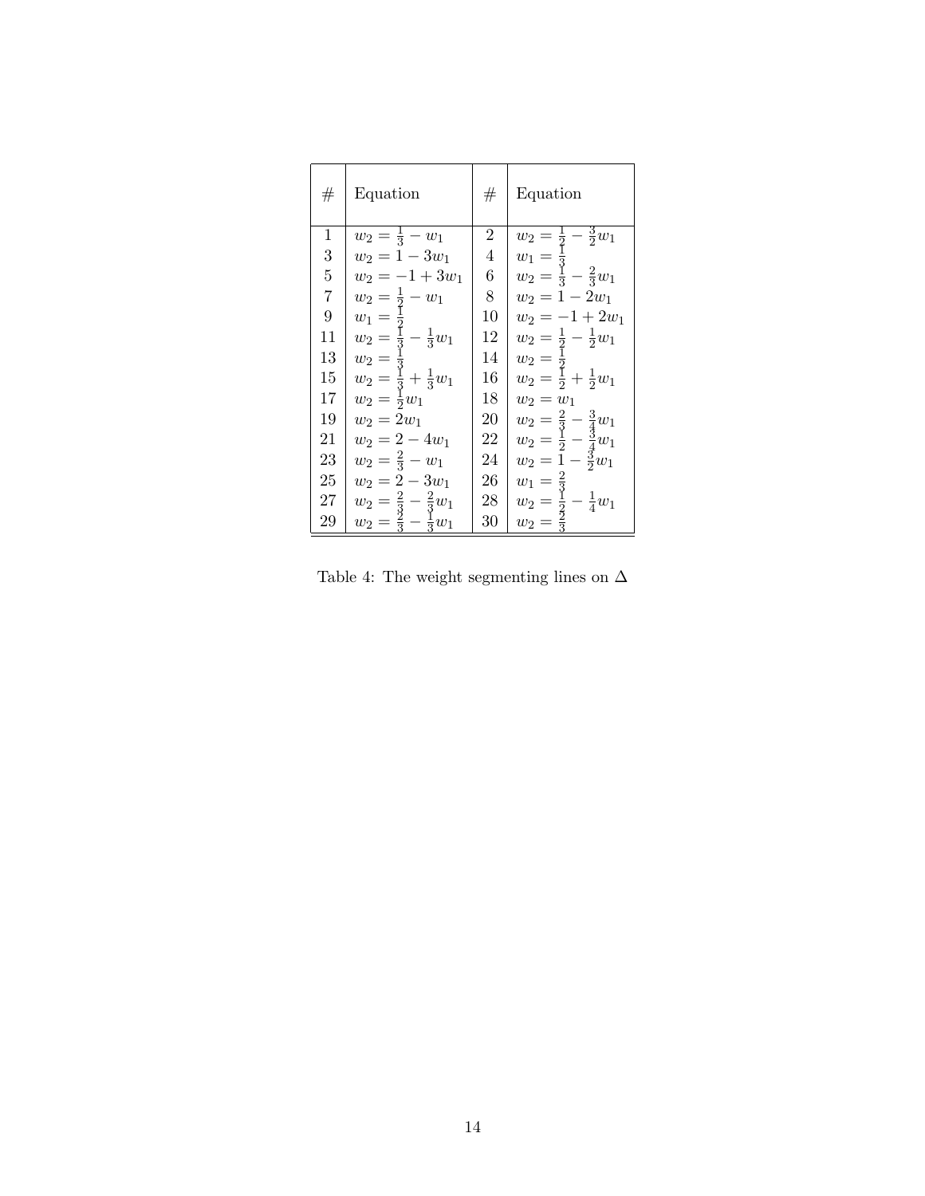| # | Equation | # | Equation |
|---|---|---|---|
| 1 | $w_2 = \frac{1}{3} - w_1$ | 2 | $w_2 = \frac{1}{2} - \frac{3}{2}w_1$ |
| 3 | $w_2 = 1 - 3w_1$ | 4 | $w_1 = \frac{1}{3}$ |
| 5 | $w_2 = -1 + 3w_1$ | 6 | $w_2 = \frac{1}{3} - \frac{2}{3}w_1$ |
| 7 | $w_2 = \frac{1}{2} - w_1$ | 8 | $w_2 = 1 - 2w_1$ |
| 9 | $w_1 = \frac{1}{2}$ | 10 | $w_2 = -1 + 2w_1$ |
| 11 | $w_2 = \frac{1}{3} - \frac{1}{3}w_1$ | 12 | $w_2 = \frac{1}{2} - \frac{1}{2}w_1$ |
| 13 | $w_2 = \frac{1}{3}$ | 14 | $w_2 = \frac{1}{2}$ |
| 15 | $w_2 = \frac{1}{3} + \frac{1}{3}w_1$ | 16 | $w_2 = \frac{1}{2} + \frac{1}{2}w_1$ |
| 17 | $w_2 = \frac{1}{2}w_1$ | 18 | $w_2 = w_1$ |
| 19 | $w_2 = 2w_1$ | 20 | $w_2 = \frac{2}{3} - \frac{3}{4}w_1$ |
| 21 | $w_2 = 2 - 4w_1$ | 22 | $w_2 = \frac{1}{2} - \frac{3}{4}w_1$ |
| 23 | $w_2 = \frac{2}{3} - w_1$ | 24 | $w_2 = 1 - \frac{3}{2}w_1$ |
| 25 | $w_2 = 2 - 3w_1$ | 26 | $w_1 = \frac{2}{3}$ |
| 27 | $w_2 = \frac{2}{3} - \frac{2}{3}w_1$ | 28 | $w_2 = \frac{1}{2} - \frac{1}{4}w_1$ |
| 29 | $w_2 = \frac{2}{3} - \frac{1}{3}w_1$ | 30 | $w_2 = \frac{2}{3}$ |

Table 4: The weight segmenting lines on $\Delta$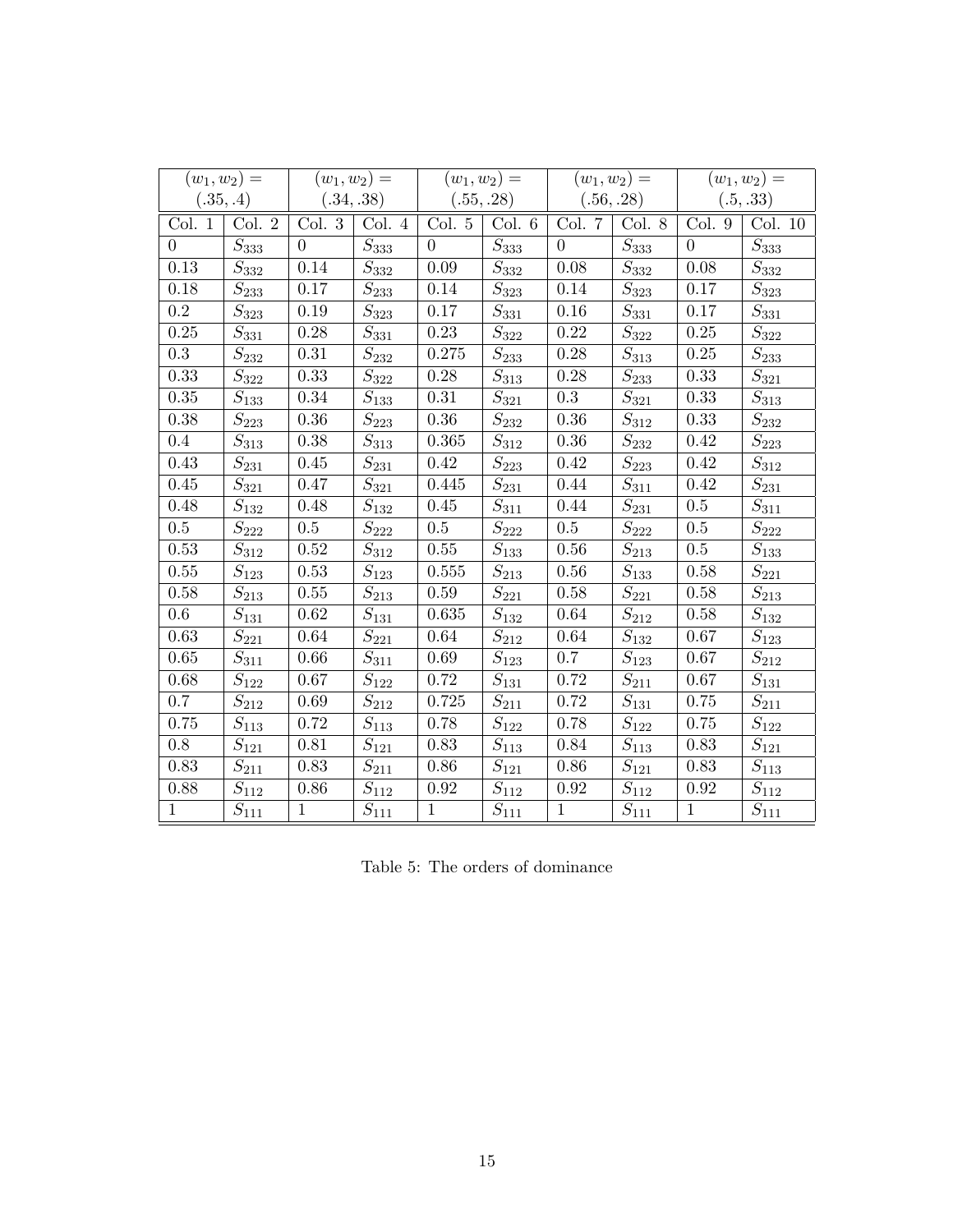| $(w_1, w_2) =$ $(.35, .4)$ | | $(w_1, w_2) =$ $(.34, .38)$ | | $(w_1, w_2) =$ $(.55, .28)$ | | $(w_1, w_2) =$ $(.56, .28)$ | | $(w_1, w_2) =$ $(.5, .33)$ | |
|---|---|---|---|---|---|---|---|---|---|
| Col. 1 | Col. 2 | Col. 3 | Col. 4 | Col. 5 | Col. 6 | Col. 7 | Col. 8 | Col. 9 | Col. 10 |
| 0 | $S_{333}$ | 0 | $S_{333}$ | 0 | $S_{333}$ | 0 | $S_{333}$ | 0 | $S_{333}$ |
| 0.13 | $S_{332}$ | 0.14 | $S_{332}$ | 0.09 | $S_{332}$ | 0.08 | $S_{332}$ | 0.08 | $S_{332}$ |
| 0.18 | $S_{233}$ | 0.17 | $S_{233}$ | 0.14 | $S_{323}$ | 0.14 | $S_{323}$ | 0.17 | $S_{323}$ |
| 0.2 | $S_{323}$ | 0.19 | $S_{323}$ | 0.17 | $S_{331}$ | 0.16 | $S_{331}$ | 0.17 | $S_{331}$ |
| 0.25 | $S_{331}$ | 0.28 | $S_{331}$ | 0.23 | $S_{322}$ | 0.22 | $S_{322}$ | 0.25 | $S_{322}$ |
| 0.3 | $S_{232}$ | 0.31 | $S_{232}$ | 0.275 | $S_{233}$ | 0.28 | $S_{313}$ | 0.25 | $S_{233}$ |
| 0.33 | $S_{322}$ | 0.33 | $S_{322}$ | 0.28 | $S_{313}$ | 0.28 | $S_{233}$ | 0.33 | $S_{321}$ |
| 0.35 | $S_{133}$ | 0.34 | $S_{133}$ | 0.31 | $S_{321}$ | 0.3 | $S_{321}$ | 0.33 | $S_{313}$ |
| 0.38 | $S_{223}$ | 0.36 | $S_{223}$ | 0.36 | $S_{232}$ | 0.36 | $S_{312}$ | 0.33 | $S_{232}$ |
| 0.4 | $S_{313}$ | 0.38 | $S_{313}$ | 0.365 | $S_{312}$ | 0.36 | $S_{232}$ | 0.42 | $S_{223}$ |
| 0.43 | $S_{231}$ | 0.45 | $S_{231}$ | 0.42 | $S_{223}$ | 0.42 | $S_{223}$ | 0.42 | $S_{312}$ |
| 0.45 | $S_{321}$ | 0.47 | $S_{321}$ | 0.445 | $S_{231}$ | 0.44 | $S_{311}$ | 0.42 | $S_{231}$ |
| 0.48 | $S_{132}$ | 0.48 | $S_{132}$ | 0.45 | $S_{311}$ | 0.44 | $S_{231}$ | 0.5 | $S_{311}$ |
| 0.5 | $S_{222}$ | 0.5 | $S_{222}$ | 0.5 | $S_{222}$ | 0.5 | $S_{222}$ | 0.5 | $S_{222}$ |
| 0.53 | $S_{312}$ | 0.52 | $S_{312}$ | 0.55 | $S_{133}$ | 0.56 | $S_{213}$ | 0.5 | $S_{133}$ |
| 0.55 | $S_{123}$ | 0.53 | $S_{123}$ | 0.555 | $S_{213}$ | 0.56 | $S_{133}$ | 0.58 | $S_{221}$ |
| 0.58 | $S_{213}$ | 0.55 | $S_{213}$ | 0.59 | $S_{221}$ | 0.58 | $S_{221}$ | 0.58 | $S_{213}$ |
| 0.6 | $S_{131}$ | 0.62 | $S_{131}$ | 0.635 | $S_{132}$ | 0.64 | $S_{212}$ | 0.58 | $S_{132}$ |
| 0.63 | $S_{221}$ | 0.64 | $S_{221}$ | 0.64 | $S_{212}$ | 0.64 | $S_{132}$ | 0.67 | $S_{123}$ |
| 0.65 | $S_{311}$ | 0.66 | $S_{311}$ | 0.69 | $S_{123}$ | 0.7 | $S_{123}$ | 0.67 | $S_{212}$ |
| 0.68 | $S_{122}$ | 0.67 | $S_{122}$ | 0.72 | $S_{131}$ | 0.72 | $S_{211}$ | 0.67 | $S_{131}$ |
| 0.7 | $S_{212}$ | 0.69 | $S_{212}$ | 0.725 | $S_{211}$ | 0.72 | $S_{131}$ | 0.75 | $S_{211}$ |
| 0.75 | $S_{113}$ | 0.72 | $S_{113}$ | 0.78 | $S_{122}$ | 0.78 | $S_{122}$ | 0.75 | $S_{122}$ |
| 0.8 | $S_{121}$ | 0.81 | $S_{121}$ | 0.83 | $S_{113}$ | 0.84 | $S_{113}$ | 0.83 | $S_{121}$ |
| 0.83 | $S_{211}$ | 0.83 | $S_{211}$ | 0.86 | $S_{121}$ | 0.86 | $S_{121}$ | 0.83 | $S_{113}$ |
| 0.88 | $S_{112}$ | 0.86 | $S_{112}$ | 0.92 | $S_{112}$ | 0.92 | $S_{112}$ | 0.92 | $S_{112}$ |
| 1 | $S_{111}$ | 1 | $S_{111}$ | 1 | $S_{111}$ | 1 | $S_{111}$ | 1 | $S_{111}$ |

Table 5: The orders of dominance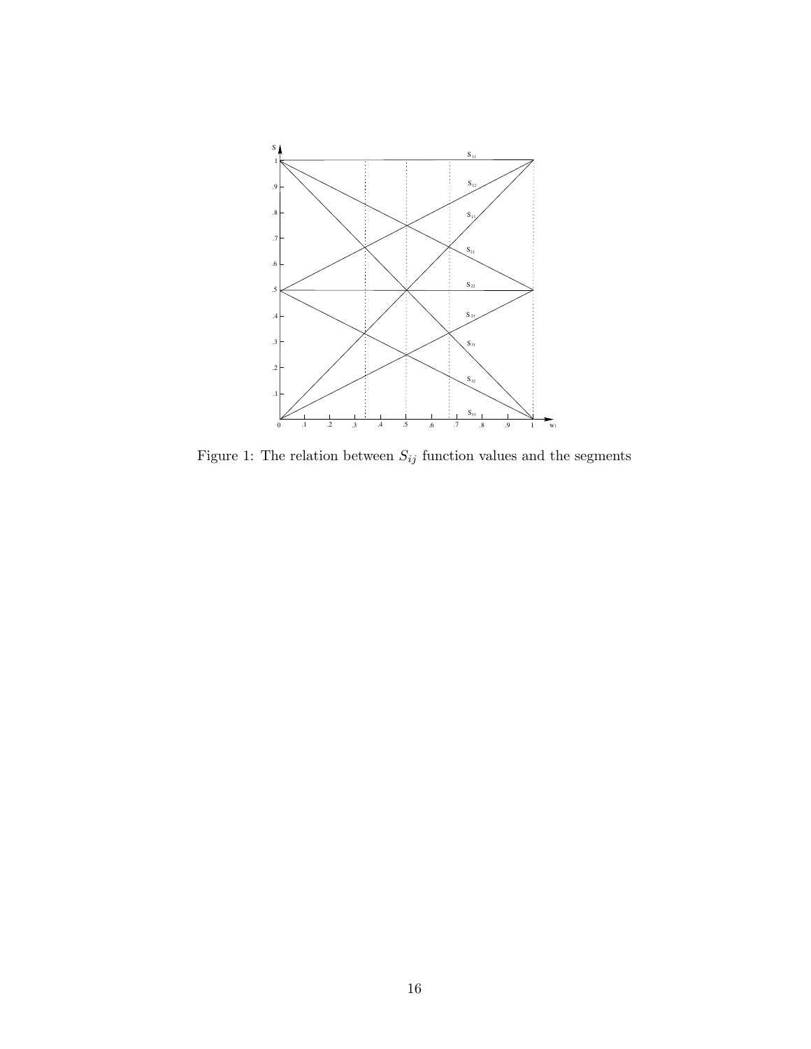Figure 1: The relation between $S_{ij}$ function values and the segments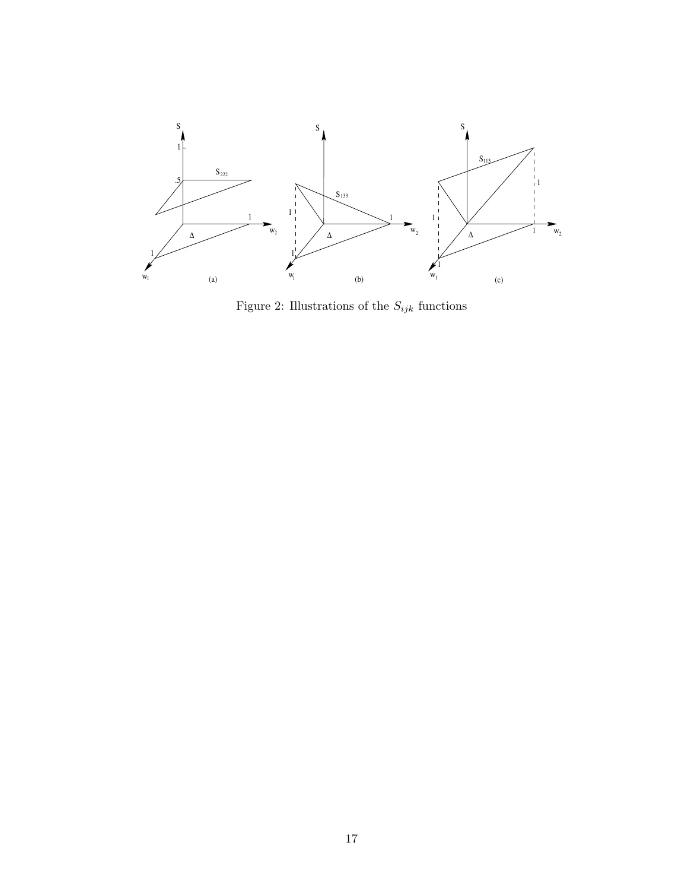Figure 2: Illustrations of the $S_{ijk}$ functions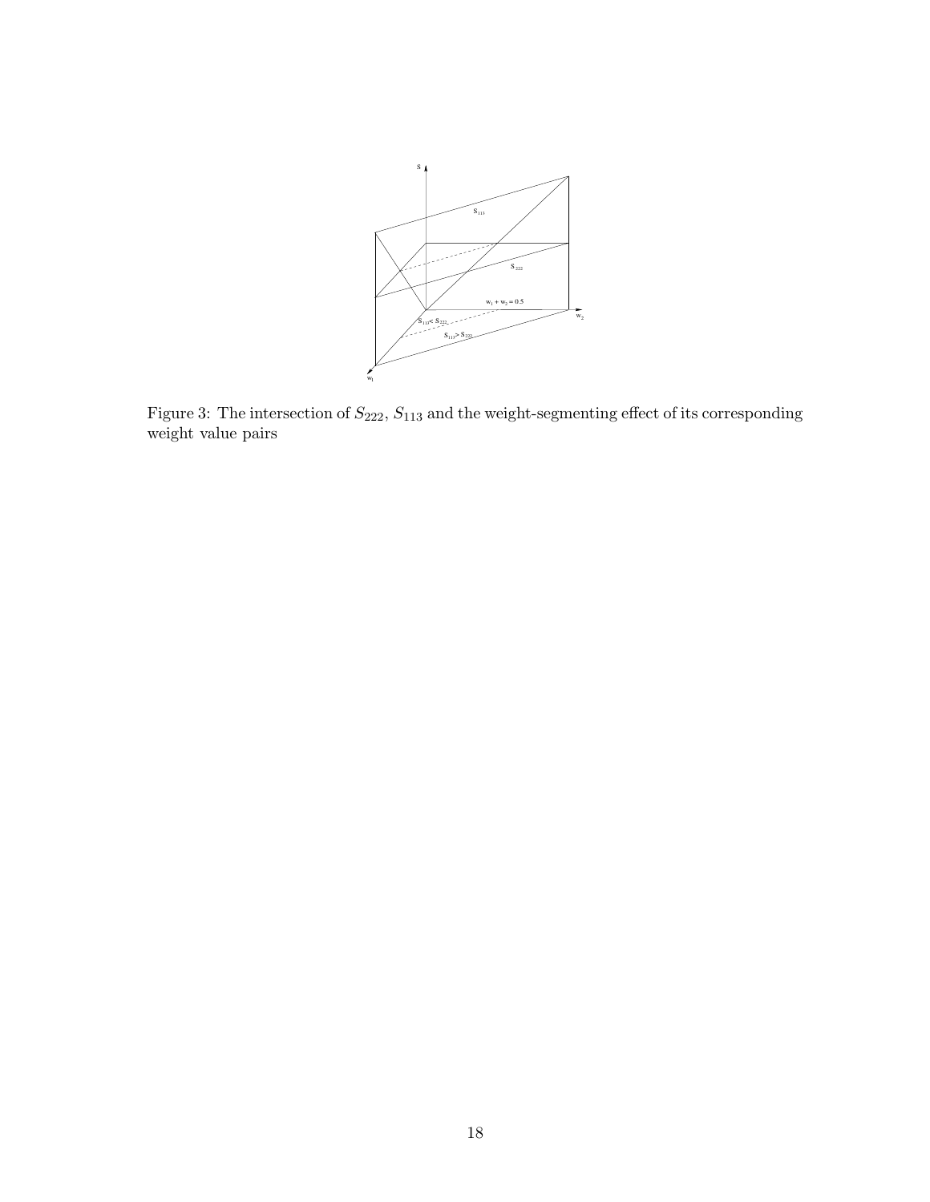Figure 3: The intersection of $S_{222}$, $S_{113}$ and the weight-segmenting effect of its corresponding weight value pairs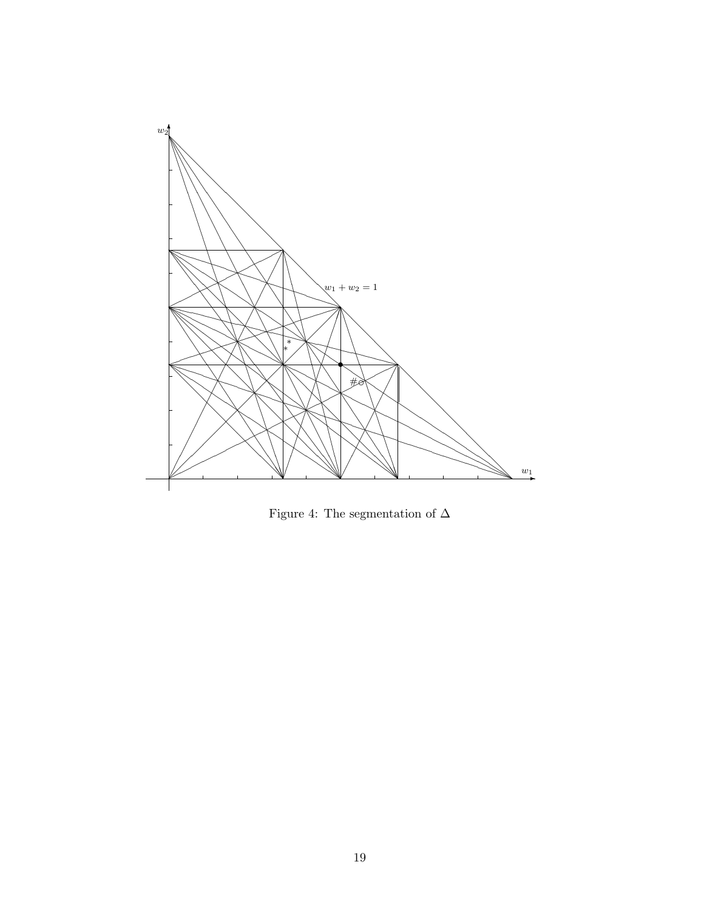Figure 4: The segmentation of $\Delta$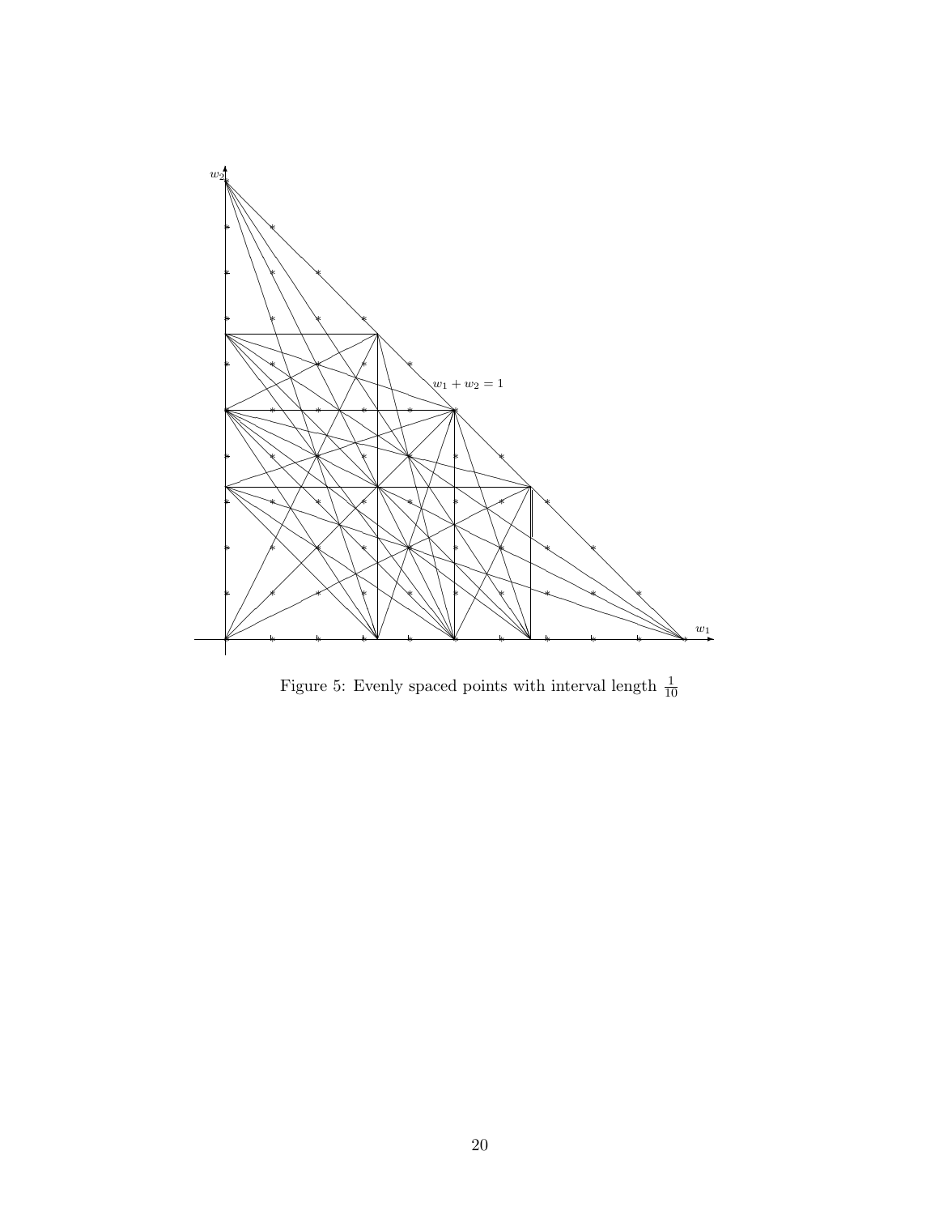Figure 5: Evenly spaced points with interval length $\frac{1}{10}$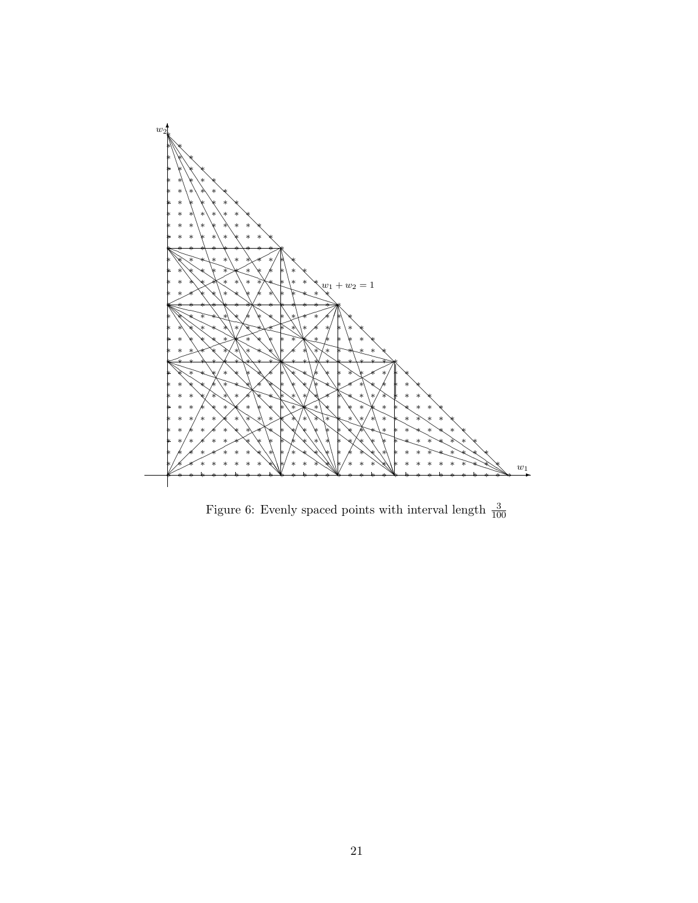Figure 6: Evenly spaced points with interval length $\frac{3}{100}$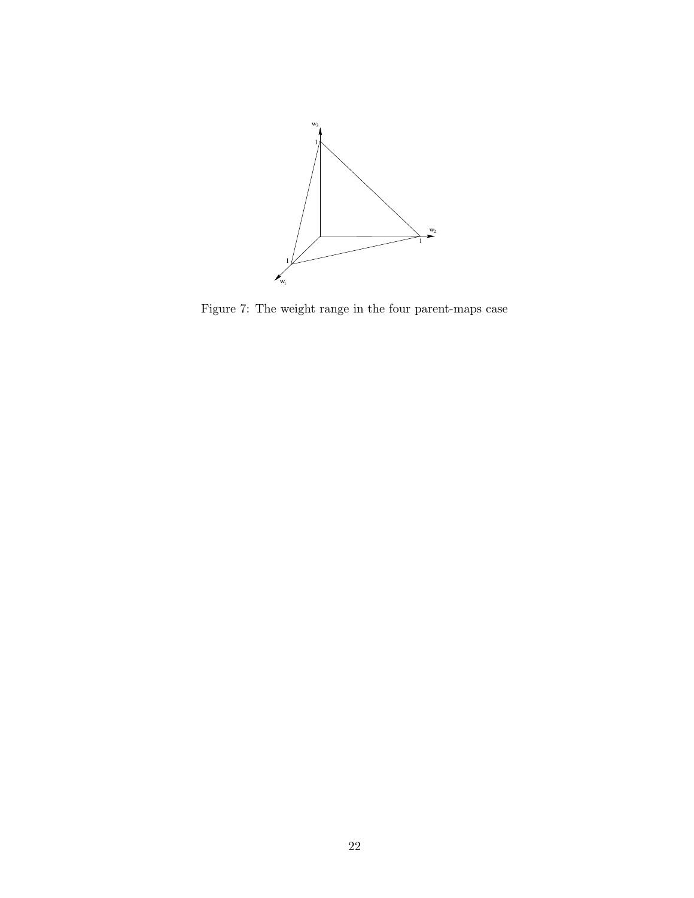$w_3$

1

$w_2$

1

1

$w_1$

Figure 7: The weight range in the four parent-maps case